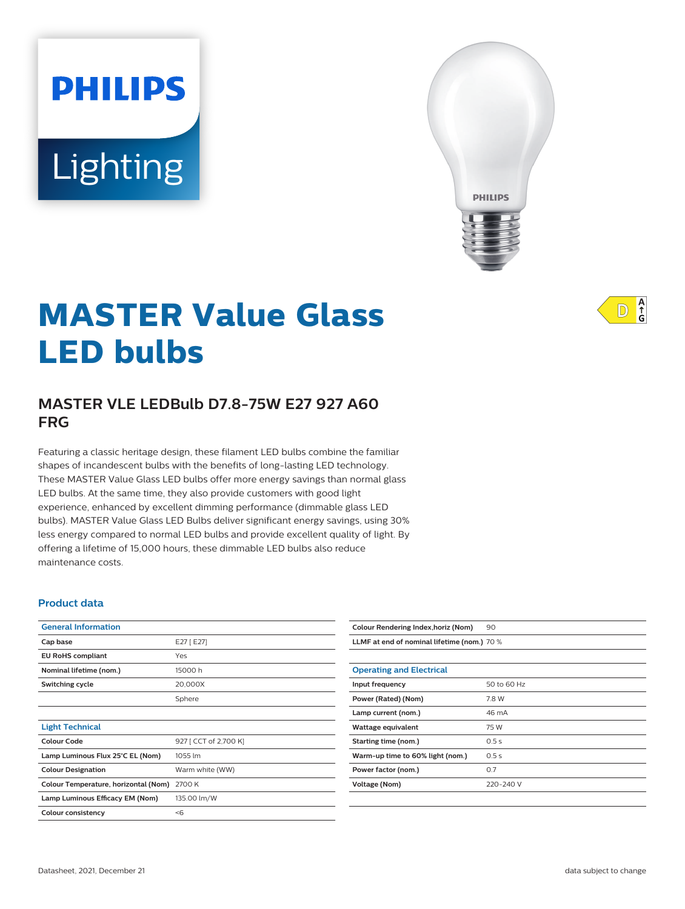PHILIPS

Lighting

# MASTER Value Glass LED bulbs

## MASTER VLE LEDBulb D7.8-75W E27 927 A60 FRG

Featuring a classic heritage design, these filament LED bulbs combine the familiar shapes of incandescent bulbs with the benefits of long-lasting LED technology. These MASTER Value Glass LED bulbs offer more energy savings than normal glass LED bulbs. At the same time, they also provide customers with good light experience, enhanced by excellent dimming performance (dimmable glass LED bulbs). MASTER Value Glass LED Bulbs deliver significant energy savings, using 30% less energy compared to normal LED bulbs and provide excellent quality of light. By offering a lifetime of 15,000 hours, these dimmable LED bulbs also reduce maintenance costs.

### Product data

| General Information | |
|---|---|
| Cap base | E27 [ E27] |
| EU RoHS compliant | Yes |
| Nominal lifetime (nom.) | 15000 h |
| Switching cycle | 20,000X |
| | Sphere |

| Light Technical | |
|---|---|
| Colour Code | 927 [ CCT of 2,700 K] |
| Lamp Luminous Flux 25°C EL (Nom) | 1055 lm |
| Colour Designation | Warm white (WW) |
| Colour Temperature, horizontal (Nom) | 2700 K |
| Lamp Luminous Efficacy EM (Nom) | 135.00 lm/W |
| Colour consistency | <6 |
| Colour Rendering Index,horiz (Nom) | 90 |
| LLMF at end of nominal lifetime (nom.) | 70 % |

| Operating and Electrical | |
|---|---|
| Input frequency | 50 to 60 Hz |
| Power (Rated) (Nom) | 7.8 W |
| Lamp current (nom.) | 46 mA |
| Wattage equivalent | 75 W |
| Starting time (nom.) | 0.5 s |
| Warm-up time to 60% light (nom.) | 0.5 s |
| Power factor (nom.) | 0.7 |
| Voltage (Nom) | 220-240 V |

Datasheet, 2021, December 21

data subject to change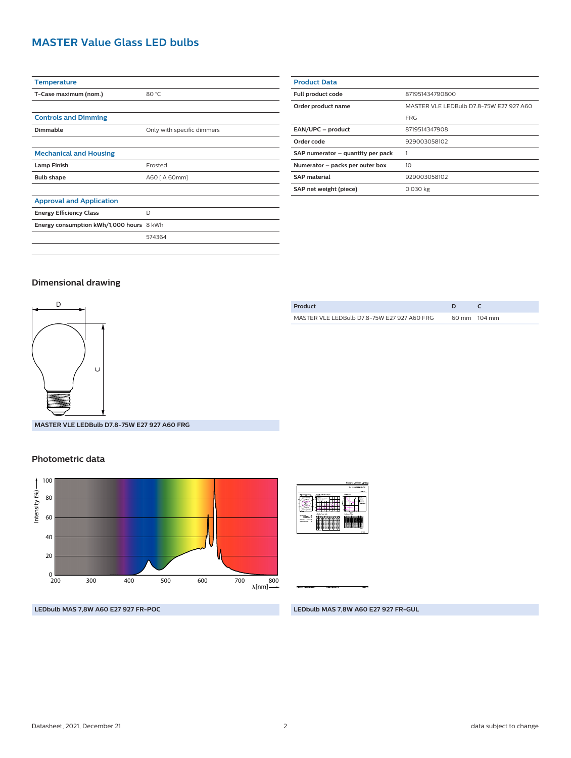# MASTER Value Glass LED bulbs

| Temperature | |
|---|---|
| T-Case maximum (nom.) | 80 °C |

| Controls and Dimming | |
|---|---|
| Dimmable | Only with specific dimmers |

| Mechanical and Housing | |
|---|---|
| Lamp Finish | Frosted |
| Bulb shape | A60 [ A 60mm] |

| Approval and Application | |
|---|---|
| Energy Efficiency Class | D |
| Energy consumption kWh/1,000 hours | 8 kWh |
| | 574364 |

| Product Data | |
|---|---|
| Full product code | 871951434790800 |
| Order product name | MASTER VLE LEDBulb D7.8-75W E27 927 A60 FRG |
| EAN/UPC – product | 8719514347908 |
| Order code | 929003058102 |
| SAP numerator – quantity per pack | 1 |
| Numerator – packs per outer box | 10 |
| SAP material | 929003058102 |
| SAP net weight (piece) | 0.030 kg |

## Dimensional drawing

| Product | D | C |
|---|---|---|
| MASTER VLE LEDBulb D7.8-75W E27 927 A60 FRG | 60 mm | 104 mm |

MASTER VLE LEDBulb D7.8-75W E27 927 A60 FRG

## Photometric data

LEDbulb MAS 7,8W A60 E27 927 FR-POC

LEDbulb MAS 7,8W A60 E27 927 FR-GUL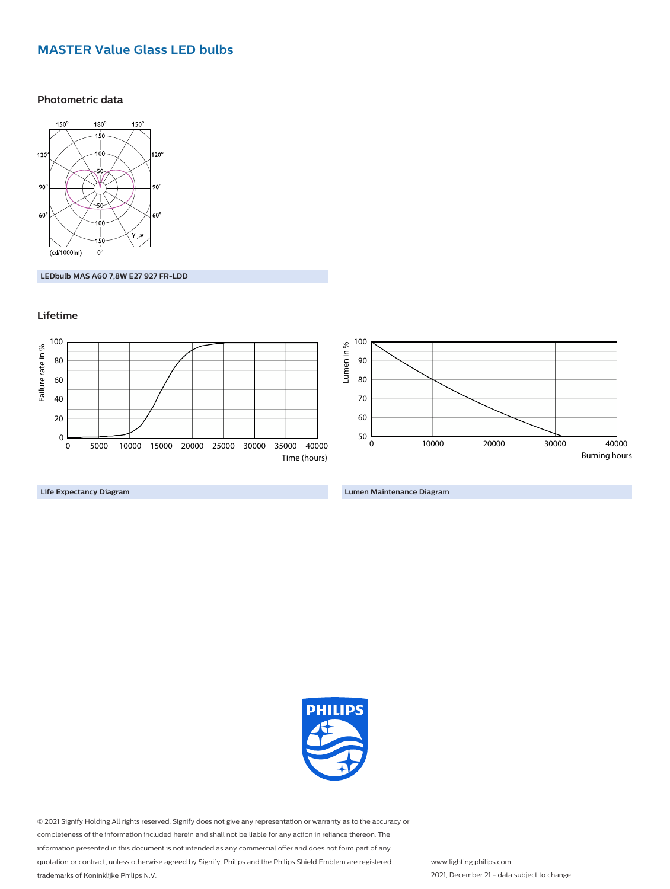# MASTER Value Glass LED bulbs

## Photometric data

150° 180° 150°
150
120° 100 120°
50
90° 90°
60° 60°
50
100
150
γ
(cd/1000lm) 0°

LEDbulb MAS A60 7,8W E27 927 FR-LDD

## Lifetime

Failure rate in %
100
80
60
40
20
0
0 5000 10000 15000 20000 25000 30000 35000 40000
Time (hours)

Life Expectancy Diagram

Lumen in %
100
90
80
70
60
50
0 10000 20000 30000 40000
Burning hours

Lumen Maintenance Diagram

© 2021 Signify Holding All rights reserved. Signify does not give any representation or warranty as to the accuracy or completeness of the information included herein and shall not be liable for any action in reliance thereon. The information presented in this document is not intended as any commercial offer and does not form part of any quotation or contract, unless otherwise agreed by Signify. Philips and the Philips Shield Emblem are registered trademarks of Koninklijke Philips N.V.

www.lighting.philips.com

2021, December 21 - data subject to change